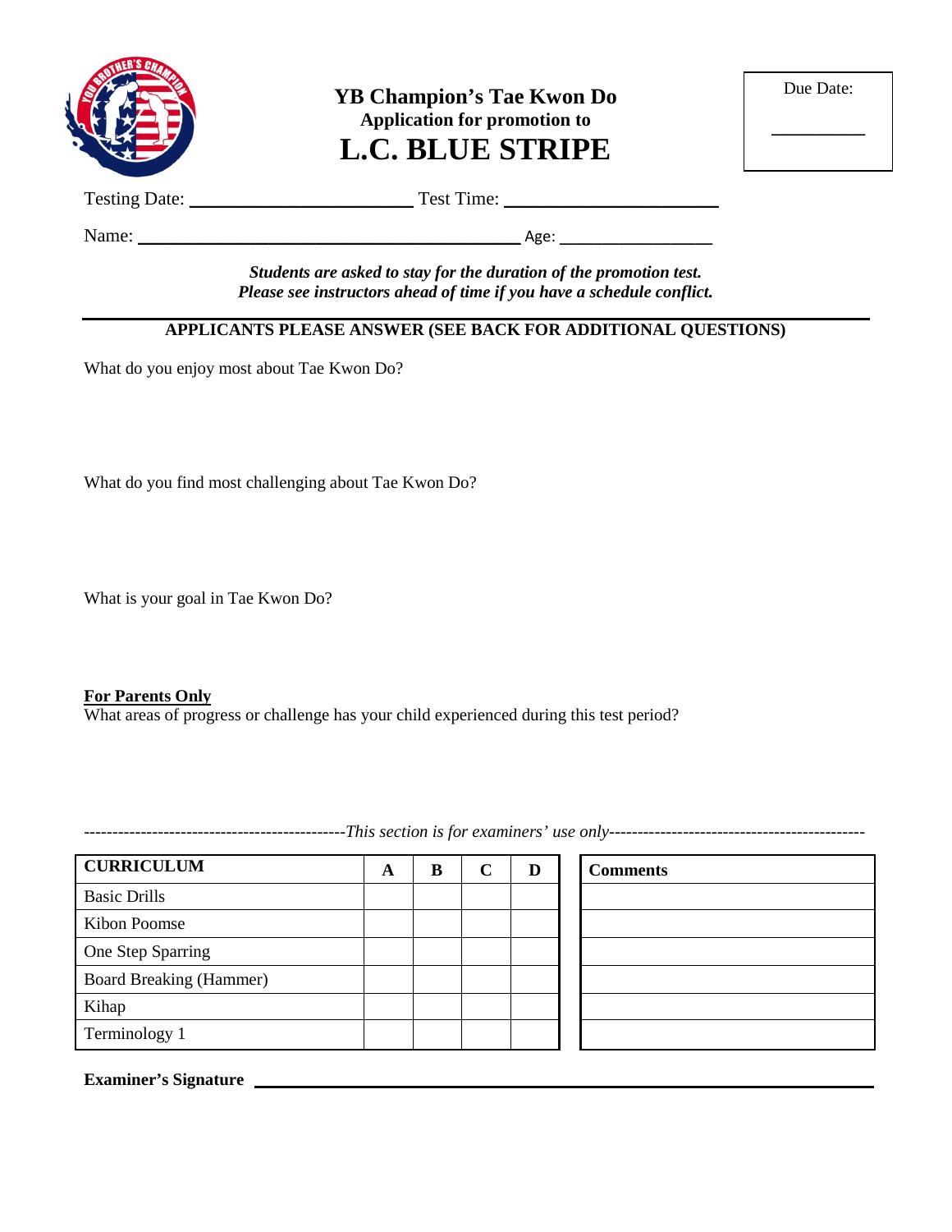# YB Champion's Tae Kwon Do

**Application for promotion to**

# L.C. BLUE STRIPE

Due Date: __________

Testing Date: ______________________ Test Time: ______________________

Name: ________________________________________ Age: ________________

***Students are asked to stay for the duration of the promotion test.***
***Please see instructors ahead of time if you have a schedule conflict.***

---

**APPLICANTS PLEASE ANSWER (SEE BACK FOR ADDITIONAL QUESTIONS)**

What do you enjoy most about Tae Kwon Do?

What do you find most challenging about Tae Kwon Do?

What is your goal in Tae Kwon Do?

**For Parents Only**

What areas of progress or challenge has your child experienced during this test period?

----------------------------------------------*This section is for examiners' use only*----------------------------------------------

| CURRICULUM | A | B | C | D | Comments |
|---|---|---|---|---|---|
| Basic Drills | | | | | |
| Kibon Poomse | | | | | |
| One Step Sparring | | | | | |
| Board Breaking (Hammer) | | | | | |
| Kihap | | | | | |
| Terminology 1 | | | | | |

**Examiner's Signature** ________________________________________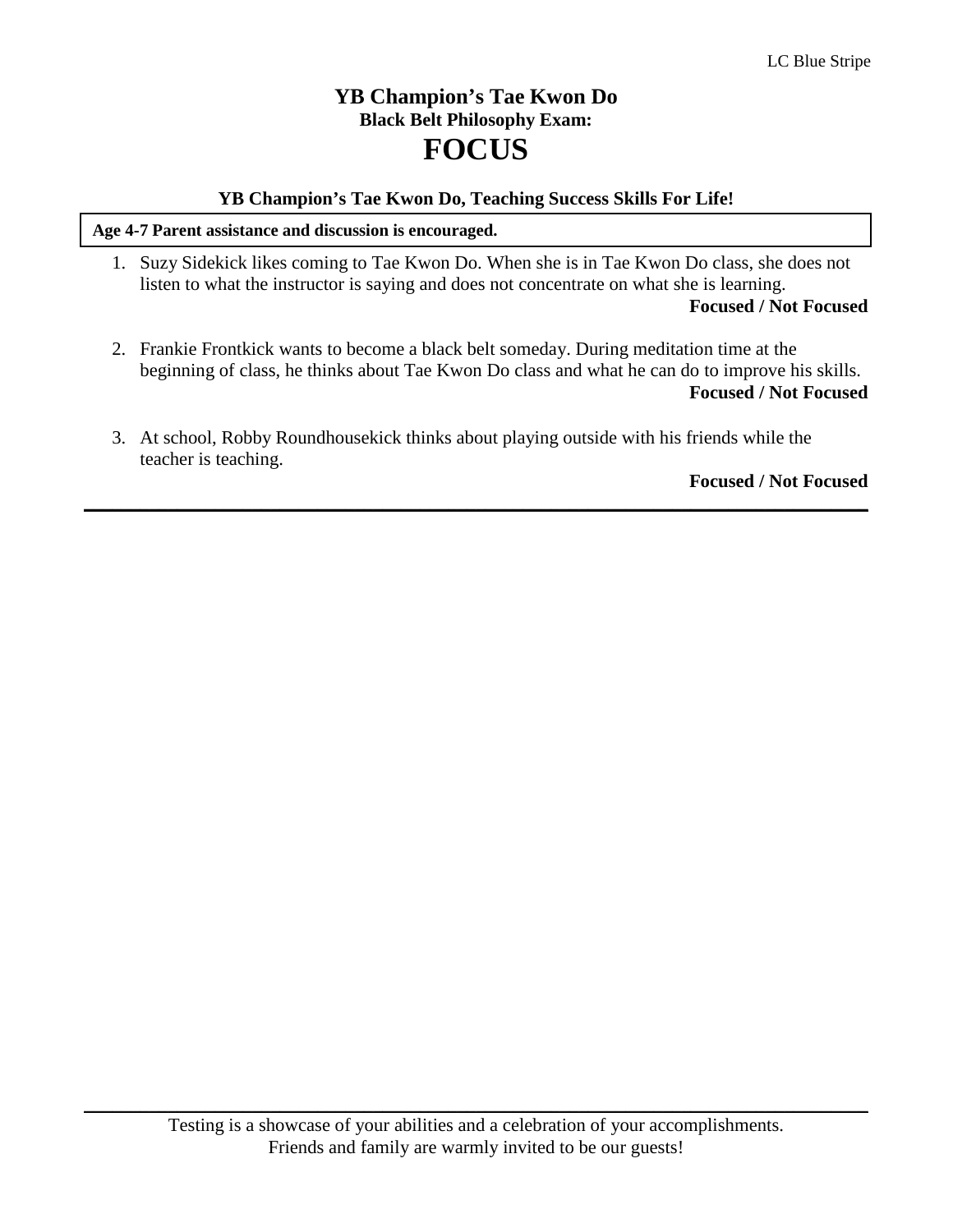LC Blue Stripe

# YB Champion's Tae Kwon Do

## Black Belt Philosophy Exam:

# FOCUS

**YB Champion's Tae Kwon Do, Teaching Success Skills For Life!**

**Age 4-7 Parent assistance and discussion is encouraged.**

1. Suzy Sidekick likes coming to Tae Kwon Do. When she is in Tae Kwon Do class, she does not listen to what the instructor is saying and does not concentrate on what she is learning.
   **Focused / Not Focused**

2. Frankie Frontkick wants to become a black belt someday. During meditation time at the beginning of class, he thinks about Tae Kwon Do class and what he can do to improve his skills.
   **Focused / Not Focused**

3. At school, Robby Roundhousekick thinks about playing outside with his friends while the teacher is teaching.
   **Focused / Not Focused**

---

Testing is a showcase of your abilities and a celebration of your accomplishments.
Friends and family are warmly invited to be our guests!